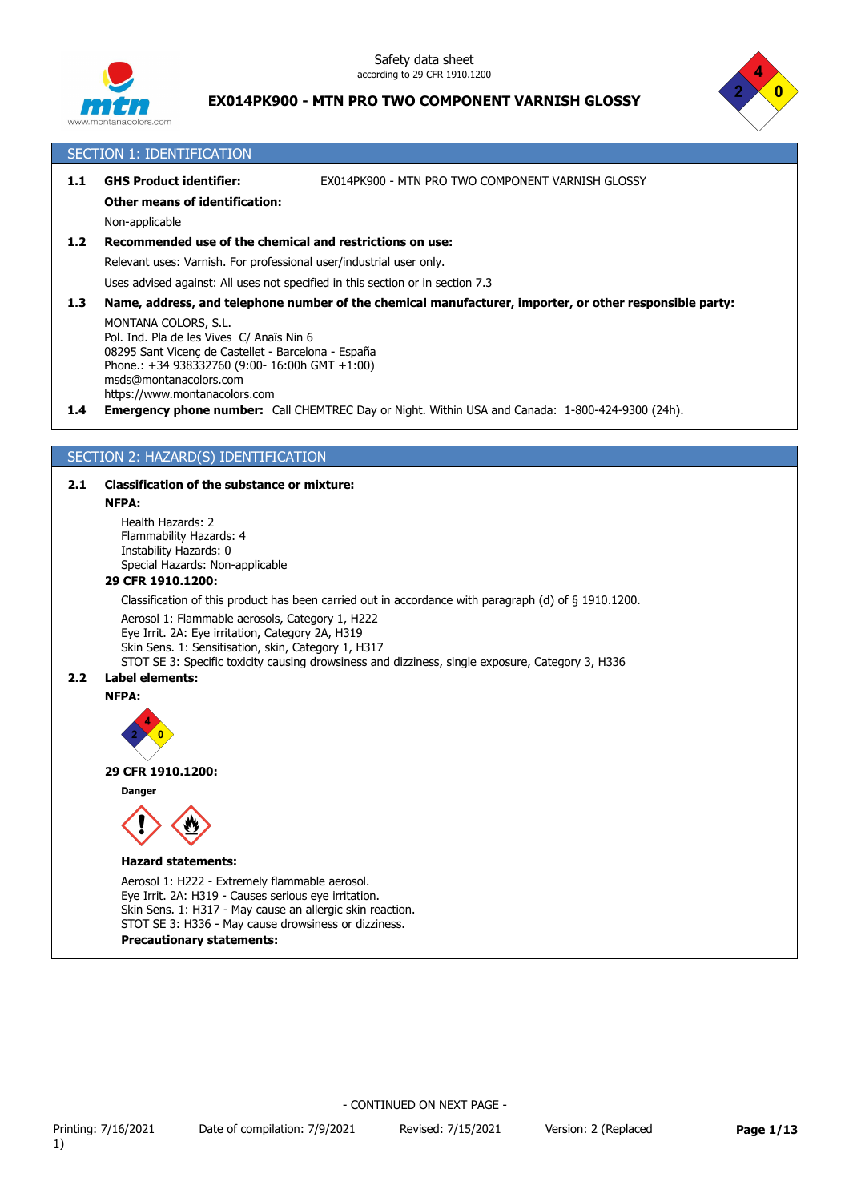Safety data sheet
according to 29 CFR 1910.1200

**EX014PK900 - MTN PRO TWO COMPONENT VARNISH GLOSSY**

## SECTION 1: IDENTIFICATION

**1.1 GHS Product identifier:** EX014PK900 - MTN PRO TWO COMPONENT VARNISH GLOSSY

**Other means of identification:**

Non-applicable

**1.2 Recommended use of the chemical and restrictions on use:**

Relevant uses: Varnish. For professional user/industrial user only.

Uses advised against: All uses not specified in this section or in section 7.3

**1.3 Name, address, and telephone number of the chemical manufacturer, importer, or other responsible party:**

MONTANA COLORS, S.L.
Pol. Ind. Pla de les Vives C/ Anaïs Nin 6
08295 Sant Vicenç de Castellet - Barcelona - España
Phone.: +34 938332760 (9:00- 16:00h GMT +1:00)
msds@montanacolors.com
https://www.montanacolors.com

**1.4 Emergency phone number:** Call CHEMTREC Day or Night. Within USA and Canada: 1-800-424-9300 (24h).

## SECTION 2: HAZARD(S) IDENTIFICATION

**2.1 Classification of the substance or mixture:**

**NFPA:**

Health Hazards: 2
Flammability Hazards: 4
Instability Hazards: 0
Special Hazards: Non-applicable

**29 CFR 1910.1200:**

Classification of this product has been carried out in accordance with paragraph (d) of § 1910.1200.

Aerosol 1: Flammable aerosols, Category 1, H222
Eye Irrit. 2A: Eye irritation, Category 2A, H319
Skin Sens. 1: Sensitisation, skin, Category 1, H317
STOT SE 3: Specific toxicity causing drowsiness and dizziness, single exposure, Category 3, H336

**2.2 Label elements:**

**NFPA:**

**29 CFR 1910.1200:**

**Danger**

**Hazard statements:**

Aerosol 1: H222 - Extremely flammable aerosol.
Eye Irrit. 2A: H319 - Causes serious eye irritation.
Skin Sens. 1: H317 - May cause an allergic skin reaction.
STOT SE 3: H336 - May cause drowsiness or dizziness.

**Precautionary statements:**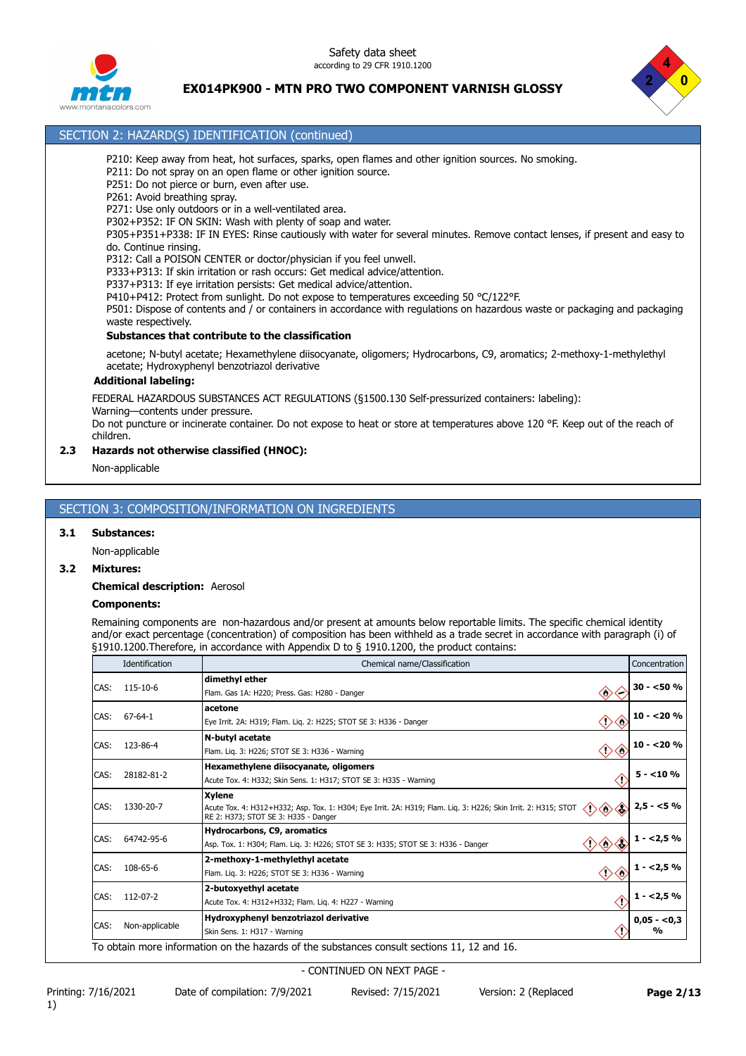## SECTION 2: HAZARD(S) IDENTIFICATION (continued)

P210: Keep away from heat, hot surfaces, sparks, open flames and other ignition sources. No smoking.
P211: Do not spray on an open flame or other ignition source.
P251: Do not pierce or burn, even after use.
P261: Avoid breathing spray.
P271: Use only outdoors or in a well-ventilated area.
P302+P352: IF ON SKIN: Wash with plenty of soap and water.
P305+P351+P338: IF IN EYES: Rinse cautiously with water for several minutes. Remove contact lenses, if present and easy to do. Continue rinsing.
P312: Call a POISON CENTER or doctor/physician if you feel unwell.
P333+P313: If skin irritation or rash occurs: Get medical advice/attention.
P337+P313: If eye irritation persists: Get medical advice/attention.
P410+P412: Protect from sunlight. Do not expose to temperatures exceeding 50 °C/122°F.
P501: Dispose of contents and / or containers in accordance with regulations on hazardous waste or packaging and packaging waste respectively.

**Substances that contribute to the classification**

acetone; N-butyl acetate; Hexamethylene diisocyanate, oligomers; Hydrocarbons, C9, aromatics; 2-methoxy-1-methylethyl acetate; Hydroxyphenyl benzotriazol derivative

**Additional labeling:**

FEDERAL HAZARDOUS SUBSTANCES ACT REGULATIONS (§1500.130 Self-pressurized containers: labeling):
Warning—contents under pressure.
Do not puncture or incinerate container. Do not expose to heat or store at temperatures above 120 °F. Keep out of the reach of children.

**2.3 Hazards not otherwise classified (HNOC):**

Non-applicable

## SECTION 3: COMPOSITION/INFORMATION ON INGREDIENTS

**3.1 Substances:**

Non-applicable

**3.2 Mixtures:**

**Chemical description:** Aerosol

**Components:**

Remaining components are non-hazardous and/or present at amounts below reportable limits. The specific chemical identity and/or exact percentage (concentration) of composition has been withheld as a trade secret in accordance with paragraph (i) of §1910.1200.Therefore, in accordance with Appendix D to § 1910.1200, the product contains:

| Identification | | Chemical name/Classification | Concentration |
|---|---|---|---|
| CAS: | 115-10-6 | **dimethyl ether**<br>Flam. Gas 1A: H220; Press. Gas: H280 - Danger | 30 - <50 % |
| CAS: | 67-64-1 | **acetone**<br>Eye Irrit. 2A: H319; Flam. Liq. 2: H225; STOT SE 3: H336 - Danger | 10 - <20 % |
| CAS: | 123-86-4 | **N-butyl acetate**<br>Flam. Liq. 3: H226; STOT SE 3: H336 - Warning | 10 - <20 % |
| CAS: | 28182-81-2 | **Hexamethylene diisocyanate, oligomers**<br>Acute Tox. 4: H332; Skin Sens. 1: H317; STOT SE 3: H335 - Warning | 5 - <10 % |
| CAS: | 1330-20-7 | **Xylene**<br>Acute Tox. 4: H312+H332; Asp. Tox. 1: H304; Eye Irrit. 2A: H319; Flam. Liq. 3: H226; Skin Irrit. 2: H315; STOT RE 2: H373; STOT SE 3: H335 - Danger | 2,5 - <5 % |
| CAS: | 64742-95-6 | **Hydrocarbons, C9, aromatics**<br>Asp. Tox. 1: H304; Flam. Liq. 3: H226; STOT SE 3: H335; STOT SE 3: H336 - Danger | 1 - <2,5 % |
| CAS: | 108-65-6 | **2-methoxy-1-methylethyl acetate**<br>Flam. Liq. 3: H226; STOT SE 3: H336 - Warning | 1 - <2,5 % |
| CAS: | 112-07-2 | **2-butoxyethyl acetate**<br>Acute Tox. 4: H312+H332; Flam. Liq. 4: H227 - Warning | 1 - <2,5 % |
| CAS: | Non-applicable | **Hydroxyphenyl benzotriazol derivative**<br>Skin Sens. 1: H317 - Warning | 0,05 - <0,3 % |

To obtain more information on the hazards of the substances consult sections 11, 12 and 16.

- CONTINUED ON NEXT PAGE -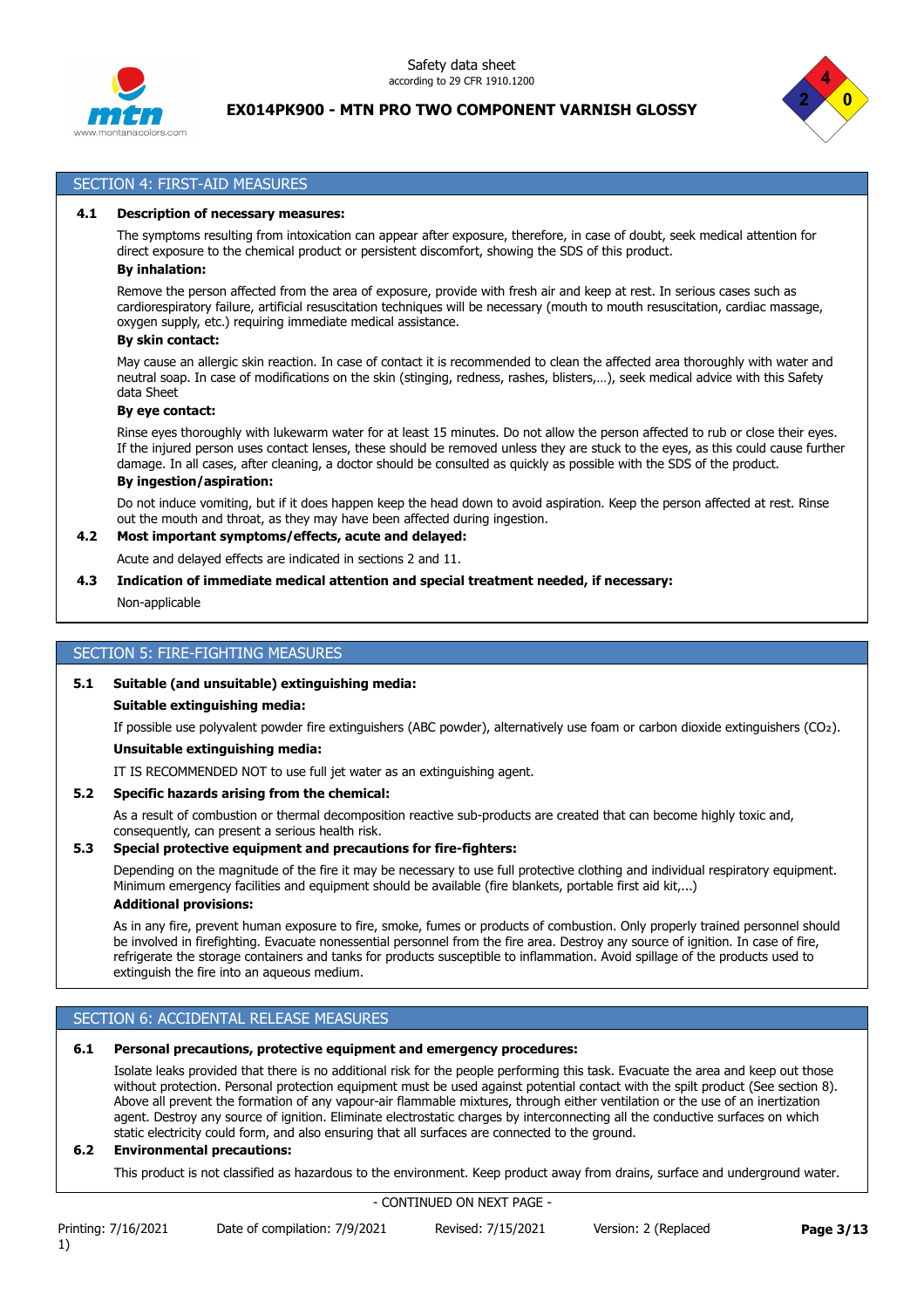## SECTION 4: FIRST-AID MEASURES

**4.1 Description of necessary measures:**

The symptoms resulting from intoxication can appear after exposure, therefore, in case of doubt, seek medical attention for direct exposure to the chemical product or persistent discomfort, showing the SDS of this product.

**By inhalation:**

Remove the person affected from the area of exposure, provide with fresh air and keep at rest. In serious cases such as cardiorespiratory failure, artificial resuscitation techniques will be necessary (mouth to mouth resuscitation, cardiac massage, oxygen supply, etc.) requiring immediate medical assistance.

**By skin contact:**

May cause an allergic skin reaction. In case of contact it is recommended to clean the affected area thoroughly with water and neutral soap. In case of modifications on the skin (stinging, redness, rashes, blisters,…), seek medical advice with this Safety data Sheet

**By eye contact:**

Rinse eyes thoroughly with lukewarm water for at least 15 minutes. Do not allow the person affected to rub or close their eyes. If the injured person uses contact lenses, these should be removed unless they are stuck to the eyes, as this could cause further damage. In all cases, after cleaning, a doctor should be consulted as quickly as possible with the SDS of the product.

**By ingestion/aspiration:**

Do not induce vomiting, but if it does happen keep the head down to avoid aspiration. Keep the person affected at rest. Rinse out the mouth and throat, as they may have been affected during ingestion.

**4.2 Most important symptoms/effects, acute and delayed:**

Acute and delayed effects are indicated in sections 2 and 11.

**4.3 Indication of immediate medical attention and special treatment needed, if necessary:**

Non-applicable

## SECTION 5: FIRE-FIGHTING MEASURES

**5.1 Suitable (and unsuitable) extinguishing media:**

**Suitable extinguishing media:**

If possible use polyvalent powder fire extinguishers (ABC powder), alternatively use foam or carbon dioxide extinguishers ($CO_2$).

**Unsuitable extinguishing media:**

IT IS RECOMMENDED NOT to use full jet water as an extinguishing agent.

**5.2 Specific hazards arising from the chemical:**

As a result of combustion or thermal decomposition reactive sub-products are created that can become highly toxic and, consequently, can present a serious health risk.

**5.3 Special protective equipment and precautions for fire-fighters:**

Depending on the magnitude of the fire it may be necessary to use full protective clothing and individual respiratory equipment. Minimum emergency facilities and equipment should be available (fire blankets, portable first aid kit,...)

**Additional provisions:**

As in any fire, prevent human exposure to fire, smoke, fumes or products of combustion. Only properly trained personnel should be involved in firefighting. Evacuate nonessential personnel from the fire area. Destroy any source of ignition. In case of fire, refrigerate the storage containers and tanks for products susceptible to inflammation. Avoid spillage of the products used to extinguish the fire into an aqueous medium.

## SECTION 6: ACCIDENTAL RELEASE MEASURES

**6.1 Personal precautions, protective equipment and emergency procedures:**

Isolate leaks provided that there is no additional risk for the people performing this task. Evacuate the area and keep out those without protection. Personal protection equipment must be used against potential contact with the spilt product (See section 8). Above all prevent the formation of any vapour-air flammable mixtures, through either ventilation or the use of an inertization agent. Destroy any source of ignition. Eliminate electrostatic charges by interconnecting all the conductive surfaces on which static electricity could form, and also ensuring that all surfaces are connected to the ground.

**6.2 Environmental precautions:**

This product is not classified as hazardous to the environment. Keep product away from drains, surface and underground water.

- CONTINUED ON NEXT PAGE -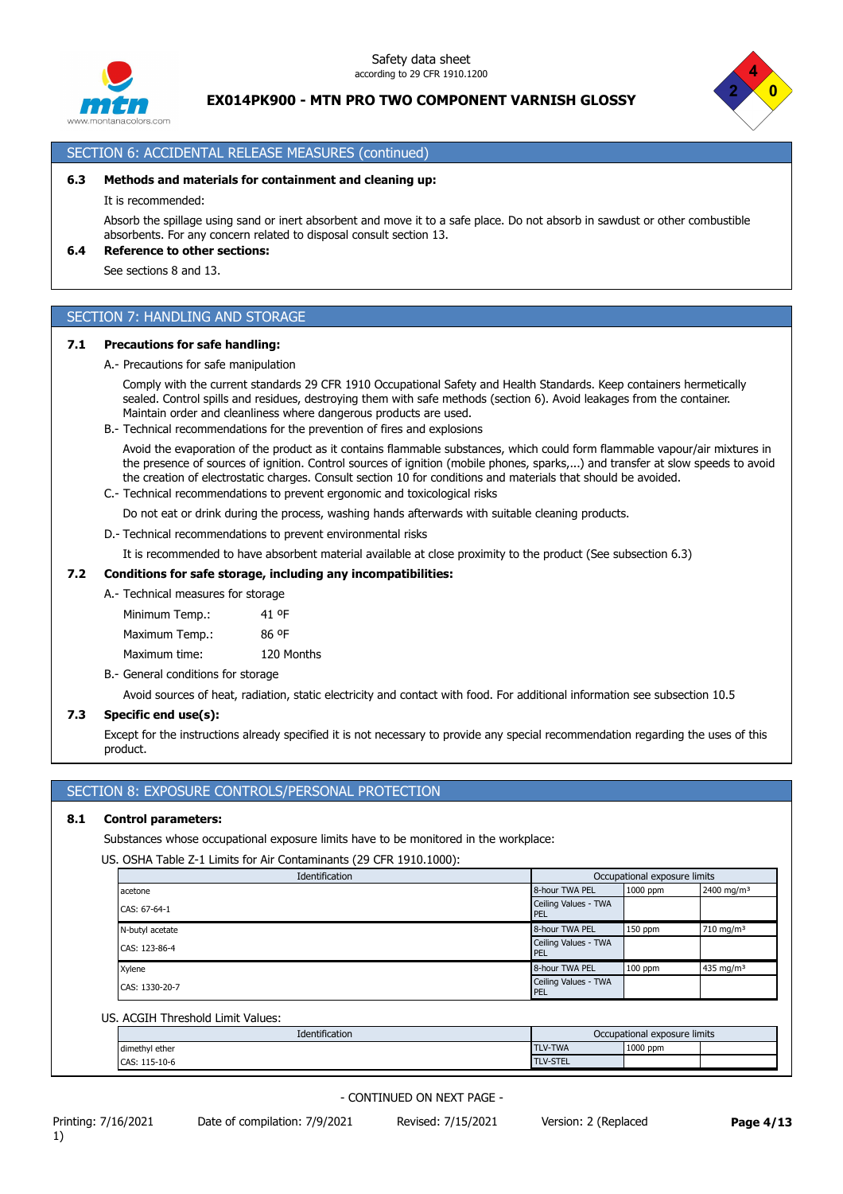## SECTION 6: ACCIDENTAL RELEASE MEASURES (continued)

**6.3 Methods and materials for containment and cleaning up:**

It is recommended:

Absorb the spillage using sand or inert absorbent and move it to a safe place. Do not absorb in sawdust or other combustible absorbents. For any concern related to disposal consult section 13.

**6.4 Reference to other sections:**

See sections 8 and 13.

## SECTION 7: HANDLING AND STORAGE

**7.1 Precautions for safe handling:**

A.- Precautions for safe manipulation

Comply with the current standards 29 CFR 1910 Occupational Safety and Health Standards. Keep containers hermetically sealed. Control spills and residues, destroying them with safe methods (section 6). Avoid leakages from the container. Maintain order and cleanliness where dangerous products are used.

B.- Technical recommendations for the prevention of fires and explosions

Avoid the evaporation of the product as it contains flammable substances, which could form flammable vapour/air mixtures in the presence of sources of ignition. Control sources of ignition (mobile phones, sparks,...) and transfer at slow speeds to avoid the creation of electrostatic charges. Consult section 10 for conditions and materials that should be avoided.

C.- Technical recommendations to prevent ergonomic and toxicological risks

Do not eat or drink during the process, washing hands afterwards with suitable cleaning products.

D.- Technical recommendations to prevent environmental risks

It is recommended to have absorbent material available at close proximity to the product (See subsection 6.3)

**7.2 Conditions for safe storage, including any incompatibilities:**

A.- Technical measures for storage

| | |
|---|---|
| Minimum Temp.: | 41 ºF |
| Maximum Temp.: | 86 ºF |
| Maximum time: | 120 Months |

B.- General conditions for storage

Avoid sources of heat, radiation, static electricity and contact with food. For additional information see subsection 10.5

**7.3 Specific end use(s):**

Except for the instructions already specified it is not necessary to provide any special recommendation regarding the uses of this product.

## SECTION 8: EXPOSURE CONTROLS/PERSONAL PROTECTION

**8.1 Control parameters:**

Substances whose occupational exposure limits have to be monitored in the workplace:

US. OSHA Table Z-1 Limits for Air Contaminants (29 CFR 1910.1000):

| Identification | Occupational exposure limits | | |
|---|---|---|---|
| acetone | 8-hour TWA PEL | 1000 ppm | 2400 mg/m³ |
| CAS: 67-64-1 | Ceiling Values - TWA PEL | | |
| N-butyl acetate | 8-hour TWA PEL | 150 ppm | 710 mg/m³ |
| CAS: 123-86-4 | Ceiling Values - TWA PEL | | |
| Xylene | 8-hour TWA PEL | 100 ppm | 435 mg/m³ |
| CAS: 1330-20-7 | Ceiling Values - TWA PEL | | |

US. ACGIH Threshold Limit Values:

| Identification | Occupational exposure limits | | |
|---|---|---|---|
| dimethyl ether | TLV-TWA | 1000 ppm | |
| CAS: 115-10-6 | TLV-STEL | | |

- CONTINUED ON NEXT PAGE -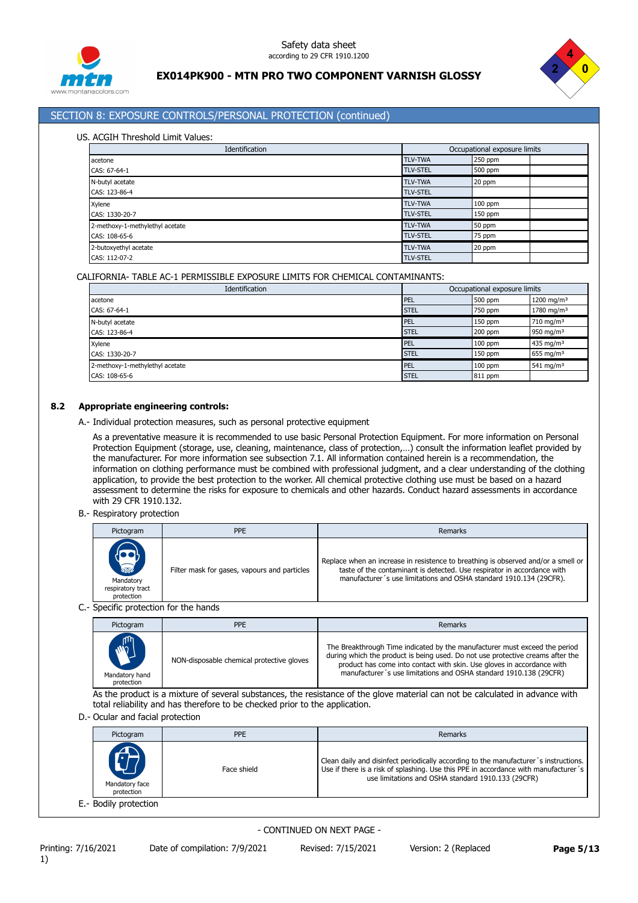## SECTION 8: EXPOSURE CONTROLS/PERSONAL PROTECTION (continued)

US. ACGIH Threshold Limit Values:

| Identification | Occupational exposure limits | | |
|---|---|---|---|
| acetone | TLV-TWA | 250 ppm | |
| CAS: 67-64-1 | TLV-STEL | 500 ppm | |
| N-butyl acetate | TLV-TWA | 20 ppm | |
| CAS: 123-86-4 | TLV-STEL | | |
| Xylene | TLV-TWA | 100 ppm | |
| CAS: 1330-20-7 | TLV-STEL | 150 ppm | |
| 2-methoxy-1-methylethyl acetate | TLV-TWA | 50 ppm | |
| CAS: 108-65-6 | TLV-STEL | 75 ppm | |
| 2-butoxyethyl acetate | TLV-TWA | 20 ppm | |
| CAS: 112-07-2 | TLV-STEL | | |

CALIFORNIA- TABLE AC-1 PERMISSIBLE EXPOSURE LIMITS FOR CHEMICAL CONTAMINANTS:

| Identification | Occupational exposure limits | | |
|---|---|---|---|
| acetone | PEL | 500 ppm | 1200 mg/m³ |
| CAS: 67-64-1 | STEL | 750 ppm | 1780 mg/m³ |
| N-butyl acetate | PEL | 150 ppm | 710 mg/m³ |
| CAS: 123-86-4 | STEL | 200 ppm | 950 mg/m³ |
| Xylene | PEL | 100 ppm | 435 mg/m³ |
| CAS: 1330-20-7 | STEL | 150 ppm | 655 mg/m³ |
| 2-methoxy-1-methylethyl acetate | PEL | 100 ppm | 541 mg/m³ |
| CAS: 108-65-6 | STEL | 811 ppm | |

### 8.2 Appropriate engineering controls:

A.- Individual protection measures, such as personal protective equipment

As a preventative measure it is recommended to use basic Personal Protection Equipment. For more information on Personal Protection Equipment (storage, use, cleaning, maintenance, class of protection,…) consult the information leaflet provided by the manufacturer. For more information see subsection 7.1. All information contained herein is a recommendation, the information on clothing performance must be combined with professional judgment, and a clear understanding of the clothing application, to provide the best protection to the worker. All chemical protective clothing use must be based on a hazard assessment to determine the risks for exposure to chemicals and other hazards. Conduct hazard assessments in accordance with 29 CFR 1910.132.

B.- Respiratory protection

| Pictogram | PPE | Remarks |
|---|---|---|
| Mandatory respiratory tract protection | Filter mask for gases, vapours and particles | Replace when an increase in resistence to breathing is observed and/or a smell or taste of the contaminant is detected. Use respirator in accordance with manufacturer´s use limitations and OSHA standard 1910.134 (29CFR). |

C.- Specific protection for the hands

| Pictogram | PPE | Remarks |
|---|---|---|
| Mandatory hand protection | NON-disposable chemical protective gloves | The Breakthrough Time indicated by the manufacturer must exceed the period during which the product is being used. Do not use protective creams after the product has come into contact with skin. Use gloves in accordance with manufacturer´s use limitations and OSHA standard 1910.138 (29CFR) |

As the product is a mixture of several substances, the resistance of the glove material can not be calculated in advance with total reliability and has therefore to be checked prior to the application.

D.- Ocular and facial protection

| Pictogram | PPE | Remarks |
|---|---|---|
| Mandatory face protection | Face shield | Clean daily and disinfect periodically according to the manufacturer´s instructions. Use if there is a risk of splashing. Use this PPE in accordance with manufacturer´s use limitations and OSHA standard 1910.133 (29CFR) |

E.- Bodily protection

- CONTINUED ON NEXT PAGE -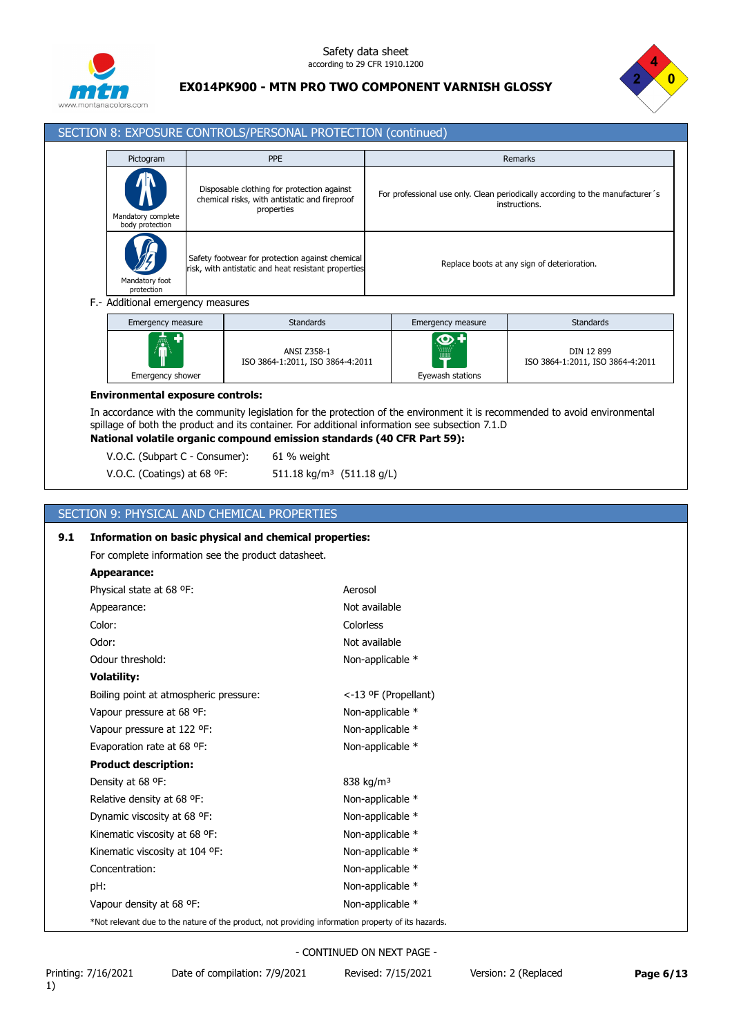## SECTION 8: EXPOSURE CONTROLS/PERSONAL PROTECTION (continued)

| Pictogram | PPE | Remarks |
|---|---|---|
| Mandatory complete body protection | Disposable clothing for protection against chemical risks, with antistatic and fireproof properties | For professional use only. Clean periodically according to the manufacturer´s instructions. |
| Mandatory foot protection | Safety footwear for protection against chemical risk, with antistatic and heat resistant properties | Replace boots at any sign of deterioration. |

F.- Additional emergency measures

| Emergency measure | Standards | Emergency measure | Standards |
|---|---|---|---|
| Emergency shower | ANSI Z358-1<br>ISO 3864-1:2011, ISO 3864-4:2011 | Eyewash stations | DIN 12 899<br>ISO 3864-1:2011, ISO 3864-4:2011 |

**Environmental exposure controls:**

In accordance with the community legislation for the protection of the environment it is recommended to avoid environmental spillage of both the product and its container. For additional information see subsection 7.1.D

**National volatile organic compound emission standards (40 CFR Part 59):**

| | |
|---|---|
| V.O.C. (Subpart C - Consumer): | 61 % weight |
| V.O.C. (Coatings) at 68 ºF: | 511.18 kg/m³ (511.18 g/L) |

## SECTION 9: PHYSICAL AND CHEMICAL PROPERTIES

**9.1 Information on basic physical and chemical properties:**

For complete information see the product datasheet.

**Appearance:**

| | |
|---|---|
| Physical state at 68 ºF: | Aerosol |
| Appearance: | Not available |
| Color: | Colorless |
| Odor: | Not available |
| Odour threshold: | Non-applicable * |

**Volatility:**

| | |
|---|---|
| Boiling point at atmospheric pressure: | <-13 ºF (Propellant) |
| Vapour pressure at 68 ºF: | Non-applicable * |
| Vapour pressure at 122 ºF: | Non-applicable * |
| Evaporation rate at 68 ºF: | Non-applicable * |

**Product description:**

| | |
|---|---|
| Density at 68 ºF: | 838 kg/m³ |
| Relative density at 68 ºF: | Non-applicable * |
| Dynamic viscosity at 68 ºF: | Non-applicable * |
| Kinematic viscosity at 68 ºF: | Non-applicable * |
| Kinematic viscosity at 104 ºF: | Non-applicable * |
| Concentration: | Non-applicable * |
| pH: | Non-applicable * |
| Vapour density at 68 ºF: | Non-applicable * |

*Not relevant due to the nature of the product, not providing information property of its hazards.

- CONTINUED ON NEXT PAGE -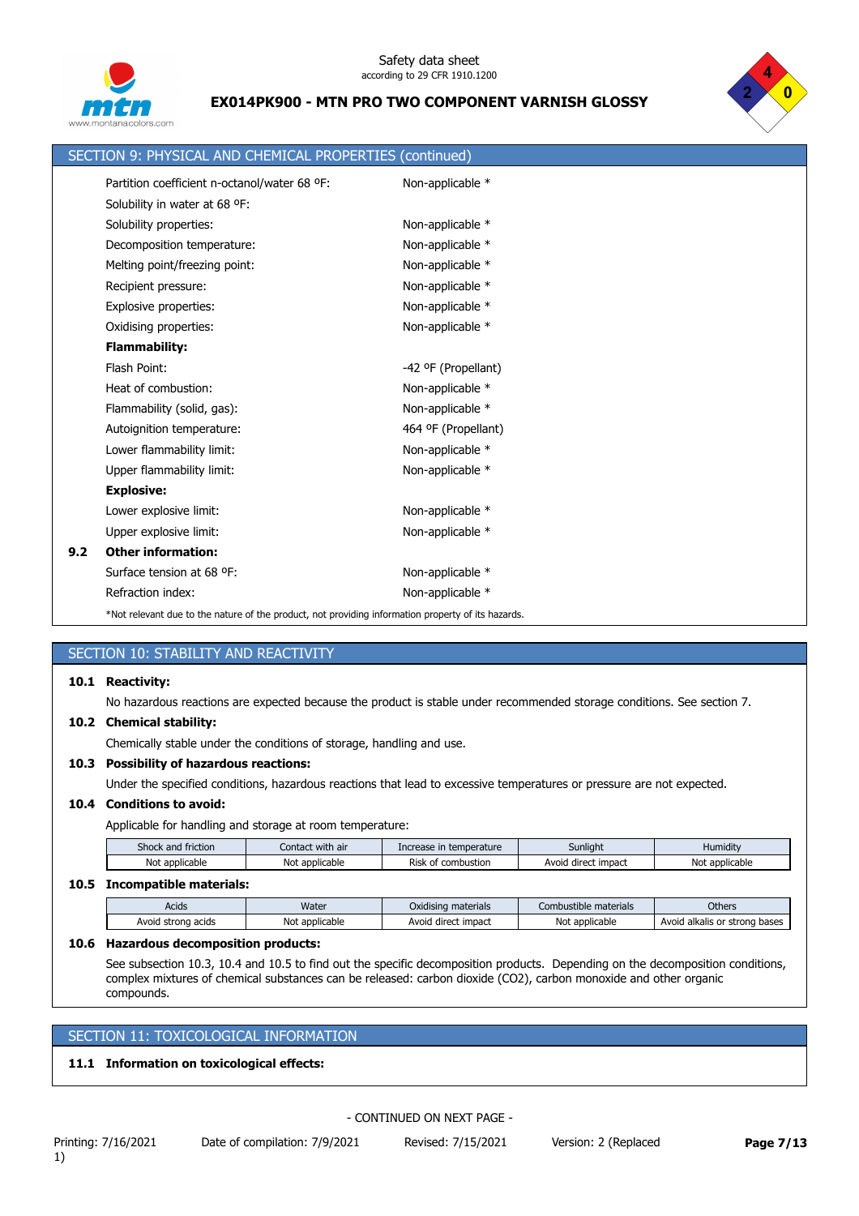## SECTION 9: PHYSICAL AND CHEMICAL PROPERTIES (continued)

| | |
|---|---|
| Partition coefficient n-octanol/water 68 ºF: | Non-applicable * |
| Solubility in water at 68 ºF: | |
| Solubility properties: | Non-applicable * |
| Decomposition temperature: | Non-applicable * |
| Melting point/freezing point: | Non-applicable * |
| Recipient pressure: | Non-applicable * |
| Explosive properties: | Non-applicable * |
| Oxidising properties: | Non-applicable * |
| **Flammability:** | |
| Flash Point: | -42 ºF (Propellant) |
| Heat of combustion: | Non-applicable * |
| Flammability (solid, gas): | Non-applicable * |
| Autoignition temperature: | 464 ºF (Propellant) |
| Lower flammability limit: | Non-applicable * |
| Upper flammability limit: | Non-applicable * |
| **Explosive:** | |
| Lower explosive limit: | Non-applicable * |
| Upper explosive limit: | Non-applicable * |

**9.2 Other information:**

| | |
|---|---|
| Surface tension at 68 ºF: | Non-applicable * |
| Refraction index: | Non-applicable * |

*Not relevant due to the nature of the product, not providing information property of its hazards.

## SECTION 10: STABILITY AND REACTIVITY

**10.1 Reactivity:**

No hazardous reactions are expected because the product is stable under recommended storage conditions. See section 7.

**10.2 Chemical stability:**

Chemically stable under the conditions of storage, handling and use.

**10.3 Possibility of hazardous reactions:**

Under the specified conditions, hazardous reactions that lead to excessive temperatures or pressure are not expected.

**10.4 Conditions to avoid:**

Applicable for handling and storage at room temperature:

| Shock and friction | Contact with air | Increase in temperature | Sunlight | Humidity |
|---|---|---|---|---|
| Not applicable | Not applicable | Risk of combustion | Avoid direct impact | Not applicable |

**10.5 Incompatible materials:**

| Acids | Water | Oxidising materials | Combustible materials | Others |
|---|---|---|---|---|
| Avoid strong acids | Not applicable | Avoid direct impact | Not applicable | Avoid alkalis or strong bases |

**10.6 Hazardous decomposition products:**

See subsection 10.3, 10.4 and 10.5 to find out the specific decomposition products. Depending on the decomposition conditions, complex mixtures of chemical substances can be released: carbon dioxide ($CO_2$), carbon monoxide and other organic compounds.

## SECTION 11: TOXICOLOGICAL INFORMATION

**11.1 Information on toxicological effects:**

- CONTINUED ON NEXT PAGE -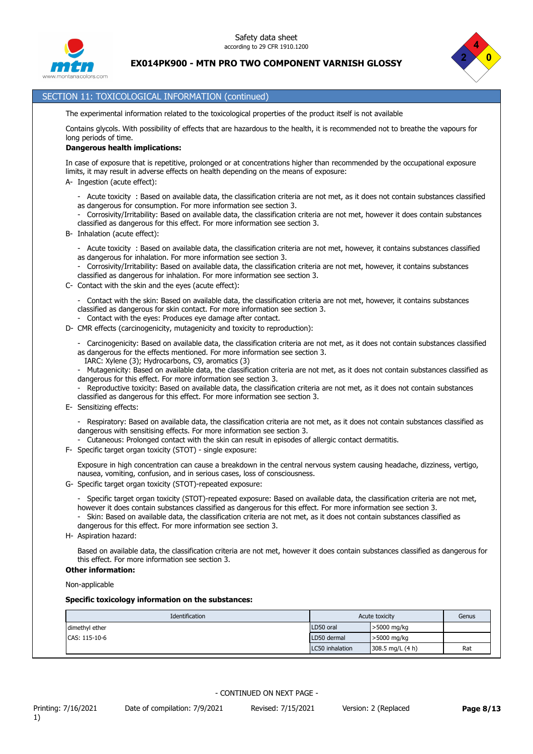## SECTION 11: TOXICOLOGICAL INFORMATION (continued)

The experimental information related to the toxicological properties of the product itself is not available

Contains glycols. With possibility of effects that are hazardous to the health, it is recommended not to breathe the vapours for long periods of time.

**Dangerous health implications:**

In case of exposure that is repetitive, prolonged or at concentrations higher than recommended by the occupational exposure limits, it may result in adverse effects on health depending on the means of exposure:

A- Ingestion (acute effect):

- Acute toxicity : Based on available data, the classification criteria are not met, as it does not contain substances classified as dangerous for consumption. For more information see section 3.
- Corrosivity/Irritability: Based on available data, the classification criteria are not met, however it does contain substances classified as dangerous for this effect. For more information see section 3.

B- Inhalation (acute effect):

- Acute toxicity : Based on available data, the classification criteria are not met, however, it contains substances classified as dangerous for inhalation. For more information see section 3.
- Corrosivity/Irritability: Based on available data, the classification criteria are not met, however, it contains substances classified as dangerous for inhalation. For more information see section 3.

C- Contact with the skin and the eyes (acute effect):

- Contact with the skin: Based on available data, the classification criteria are not met, however, it contains substances classified as dangerous for skin contact. For more information see section 3.
- Contact with the eyes: Produces eye damage after contact.

D- CMR effects (carcinogenicity, mutagenicity and toxicity to reproduction):

- Carcinogenicity: Based on available data, the classification criteria are not met, as it does not contain substances classified as dangerous for the effects mentioned. For more information see section 3.
  IARC: Xylene (3); Hydrocarbons, C9, aromatics (3)
- Mutagenicity: Based on available data, the classification criteria are not met, as it does not contain substances classified as dangerous for this effect. For more information see section 3.
- Reproductive toxicity: Based on available data, the classification criteria are not met, as it does not contain substances classified as dangerous for this effect. For more information see section 3.

E- Sensitizing effects:

- Respiratory: Based on available data, the classification criteria are not met, as it does not contain substances classified as dangerous with sensitising effects. For more information see section 3.
- Cutaneous: Prolonged contact with the skin can result in episodes of allergic contact dermatitis.

F- Specific target organ toxicity (STOT) - single exposure:

Exposure in high concentration can cause a breakdown in the central nervous system causing headache, dizziness, vertigo, nausea, vomiting, confusion, and in serious cases, loss of consciousness.

G- Specific target organ toxicity (STOT)-repeated exposure:

- Specific target organ toxicity (STOT)-repeated exposure: Based on available data, the classification criteria are not met, however it does contain substances classified as dangerous for this effect. For more information see section 3.
- Skin: Based on available data, the classification criteria are not met, as it does not contain substances classified as dangerous for this effect. For more information see section 3.

H- Aspiration hazard:

Based on available data, the classification criteria are not met, however it does contain substances classified as dangerous for this effect. For more information see section 3.

**Other information:**

Non-applicable

**Specific toxicology information on the substances:**

| Identification | Acute toxicity | | Genus |
|---|---|---|---|
| dimethyl ether | LD50 oral | >5000 mg/kg | |
| CAS: 115-10-6 | LD50 dermal | >5000 mg/kg | |
| | LC50 inhalation | 308.5 mg/L (4 h) | Rat |

- CONTINUED ON NEXT PAGE -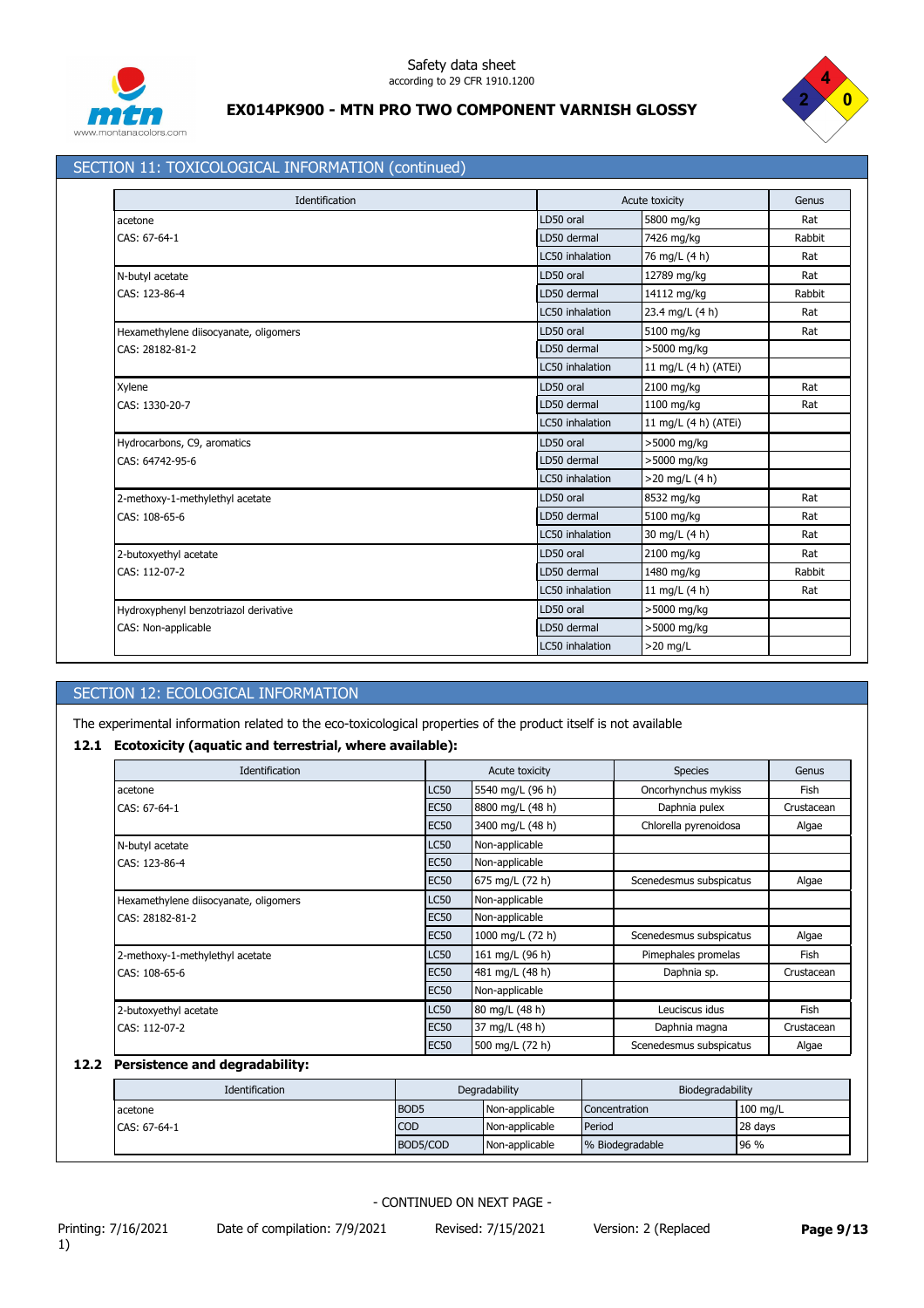## SECTION 11: TOXICOLOGICAL INFORMATION (continued)

| Identification | Acute toxicity | | Genus |
|---|---|---|---|
| acetone | LD50 oral | 5800 mg/kg | Rat |
| CAS: 67-64-1 | LD50 dermal | 7426 mg/kg | Rabbit |
| | LC50 inhalation | 76 mg/L (4 h) | Rat |
| N-butyl acetate | LD50 oral | 12789 mg/kg | Rat |
| CAS: 123-86-4 | LD50 dermal | 14112 mg/kg | Rabbit |
| | LC50 inhalation | 23.4 mg/L (4 h) | Rat |
| Hexamethylene diisocyanate, oligomers | LD50 oral | 5100 mg/kg | Rat |
| CAS: 28182-81-2 | LD50 dermal | >5000 mg/kg | |
| | LC50 inhalation | 11 mg/L (4 h) (ATEi) | |
| Xylene | LD50 oral | 2100 mg/kg | Rat |
| CAS: 1330-20-7 | LD50 dermal | 1100 mg/kg | Rat |
| | LC50 inhalation | 11 mg/L (4 h) (ATEi) | |
| Hydrocarbons, C9, aromatics | LD50 oral | >5000 mg/kg | |
| CAS: 64742-95-6 | LD50 dermal | >5000 mg/kg | |
| | LC50 inhalation | >20 mg/L (4 h) | |
| 2-methoxy-1-methylethyl acetate | LD50 oral | 8532 mg/kg | Rat |
| CAS: 108-65-6 | LD50 dermal | 5100 mg/kg | Rat |
| | LC50 inhalation | 30 mg/L (4 h) | Rat |
| 2-butoxyethyl acetate | LD50 oral | 2100 mg/kg | Rat |
| CAS: 112-07-2 | LD50 dermal | 1480 mg/kg | Rabbit |
| | LC50 inhalation | 11 mg/L (4 h) | Rat |
| Hydroxyphenyl benzotriazol derivative | LD50 oral | >5000 mg/kg | |
| CAS: Non-applicable | LD50 dermal | >5000 mg/kg | |
| | LC50 inhalation | >20 mg/L | |

## SECTION 12: ECOLOGICAL INFORMATION

The experimental information related to the eco-toxicological properties of the product itself is not available

### 12.1 Ecotoxicity (aquatic and terrestrial, where available):

| Identification | Acute toxicity | | Species | Genus |
|---|---|---|---|---|
| acetone | LC50 | 5540 mg/L (96 h) | Oncorhynchus mykiss | Fish |
| CAS: 67-64-1 | EC50 | 8800 mg/L (48 h) | Daphnia pulex | Crustacean |
| | EC50 | 3400 mg/L (48 h) | Chlorella pyrenoidosa | Algae |
| N-butyl acetate | LC50 | Non-applicable | | |
| CAS: 123-86-4 | EC50 | Non-applicable | | |
| | EC50 | 675 mg/L (72 h) | Scenedesmus subspicatus | Algae |
| Hexamethylene diisocyanate, oligomers | LC50 | Non-applicable | | |
| CAS: 28182-81-2 | EC50 | Non-applicable | | |
| | EC50 | 1000 mg/L (72 h) | Scenedesmus subspicatus | Algae |
| 2-methoxy-1-methylethyl acetate | LC50 | 161 mg/L (96 h) | Pimephales promelas | Fish |
| CAS: 108-65-6 | EC50 | 481 mg/L (48 h) | Daphnia sp. | Crustacean |
| | EC50 | Non-applicable | | |
| 2-butoxyethyl acetate | LC50 | 80 mg/L (48 h) | Leuciscus idus | Fish |
| CAS: 112-07-2 | EC50 | 37 mg/L (48 h) | Daphnia magna | Crustacean |
| | EC50 | 500 mg/L (72 h) | Scenedesmus subspicatus | Algae |

### 12.2 Persistence and degradability:

| Identification | Degradability | | Biodegradability | |
|---|---|---|---|---|
| acetone | BOD5 | Non-applicable | Concentration | 100 mg/L |
| CAS: 67-64-1 | COD | Non-applicable | Period | 28 days |
| | BOD5/COD | Non-applicable | % Biodegradable | 96 % |

- CONTINUED ON NEXT PAGE -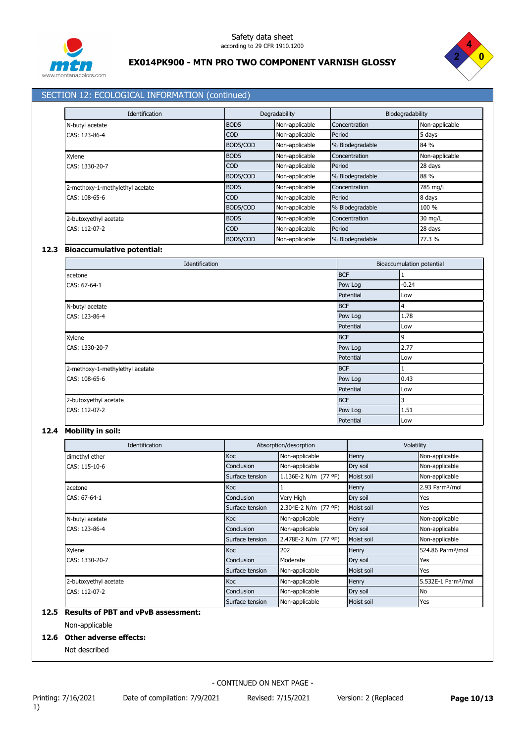## SECTION 12: ECOLOGICAL INFORMATION (continued)

| Identification | Degradability | | Biodegradability | |
|---|---|---|---|---|
| N-butyl acetate | BOD5 | Non-applicable | Concentration | Non-applicable |
| CAS: 123-86-4 | COD | Non-applicable | Period | 5 days |
| | BOD5/COD | Non-applicable | % Biodegradable | 84 % |
| Xylene | BOD5 | Non-applicable | Concentration | Non-applicable |
| CAS: 1330-20-7 | COD | Non-applicable | Period | 28 days |
| | BOD5/COD | Non-applicable | % Biodegradable | 88 % |
| 2-methoxy-1-methylethyl acetate | BOD5 | Non-applicable | Concentration | 785 mg/L |
| CAS: 108-65-6 | COD | Non-applicable | Period | 8 days |
| | BOD5/COD | Non-applicable | % Biodegradable | 100 % |
| 2-butoxyethyl acetate | BOD5 | Non-applicable | Concentration | 30 mg/L |
| CAS: 112-07-2 | COD | Non-applicable | Period | 28 days |
| | BOD5/COD | Non-applicable | % Biodegradable | 77.3 % |

### 12.3 Bioaccumulative potential:

| Identification | Bioaccumulation potential | |
|---|---|---|
| acetone | BCF | 1 |
| CAS: 67-64-1 | Pow Log | -0.24 |
| | Potential | Low |
| N-butyl acetate | BCF | 4 |
| CAS: 123-86-4 | Pow Log | 1.78 |
| | Potential | Low |
| Xylene | BCF | 9 |
| CAS: 1330-20-7 | Pow Log | 2.77 |
| | Potential | Low |
| 2-methoxy-1-methylethyl acetate | BCF | 1 |
| CAS: 108-65-6 | Pow Log | 0.43 |
| | Potential | Low |
| 2-butoxyethyl acetate | BCF | 3 |
| CAS: 112-07-2 | Pow Log | 1.51 |
| | Potential | Low |

### 12.4 Mobility in soil:

| Identification | Absorption/desorption | | Volatility | |
|---|---|---|---|---|
| dimethyl ether | Koc | Non-applicable | Henry | Non-applicable |
| CAS: 115-10-6 | Conclusion | Non-applicable | Dry soil | Non-applicable |
| | Surface tension | 1.136E-2 N/m (77 ºF) | Moist soil | Non-applicable |
| acetone | Koc | 1 | Henry | 2.93 Pa·m³/mol |
| CAS: 67-64-1 | Conclusion | Very High | Dry soil | Yes |
| | Surface tension | 2.304E-2 N/m (77 ºF) | Moist soil | Yes |
| N-butyl acetate | Koc | Non-applicable | Henry | Non-applicable |
| CAS: 123-86-4 | Conclusion | Non-applicable | Dry soil | Non-applicable |
| | Surface tension | 2.478E-2 N/m (77 ºF) | Moist soil | Non-applicable |
| Xylene | Koc | 202 | Henry | 524.86 Pa·m³/mol |
| CAS: 1330-20-7 | Conclusion | Moderate | Dry soil | Yes |
| | Surface tension | Non-applicable | Moist soil | Yes |
| 2-butoxyethyl acetate | Koc | Non-applicable | Henry | 5.532E-1 Pa·m³/mol |
| CAS: 112-07-2 | Conclusion | Non-applicable | Dry soil | No |
| | Surface tension | Non-applicable | Moist soil | Yes |

### 12.5 Results of PBT and vPvB assessment:

Non-applicable

### 12.6 Other adverse effects:

Not described

- CONTINUED ON NEXT PAGE -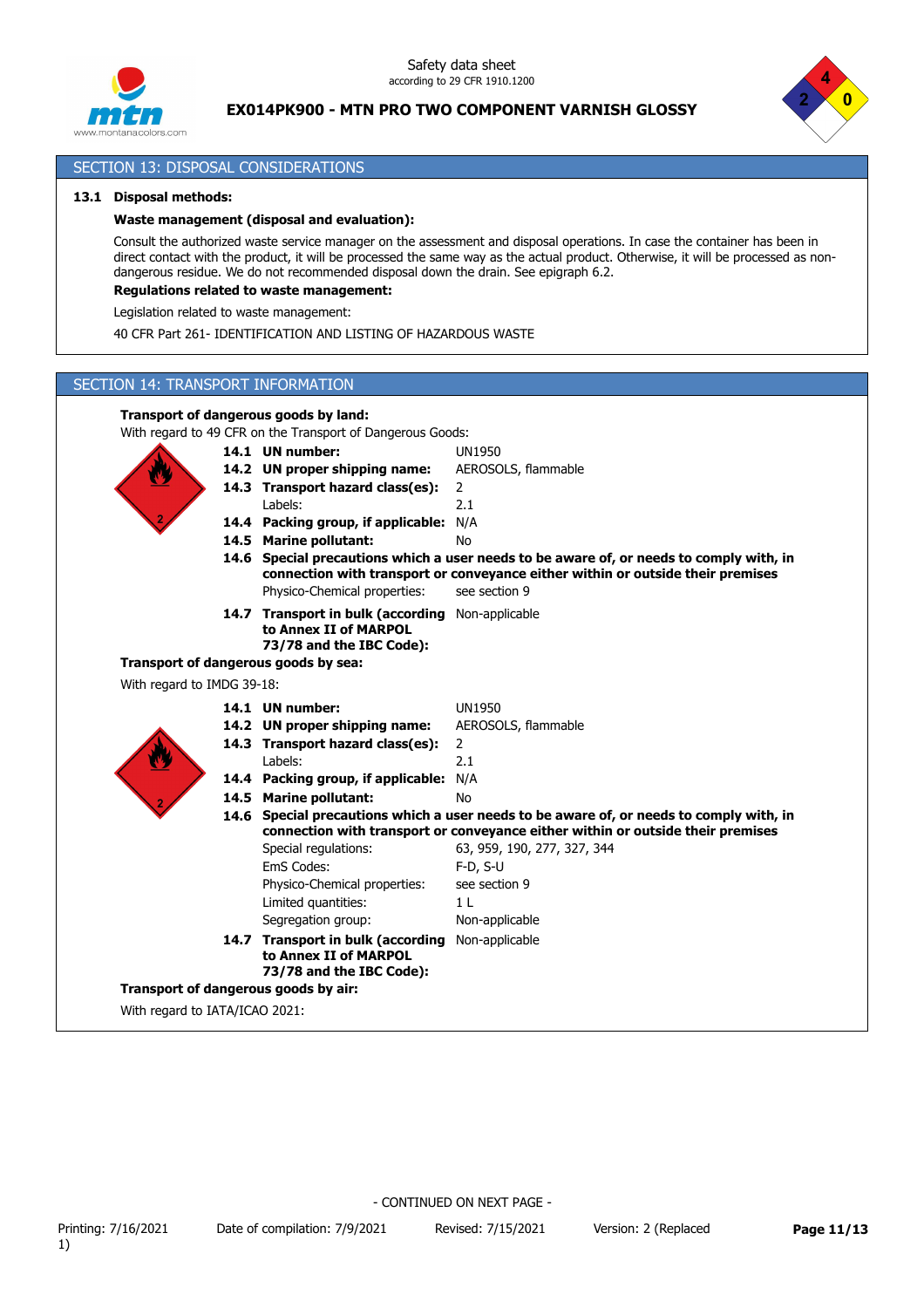## SECTION 13: DISPOSAL CONSIDERATIONS

**13.1 Disposal methods:**

**Waste management (disposal and evaluation):**

Consult the authorized waste service manager on the assessment and disposal operations. In case the container has been in direct contact with the product, it will be processed the same way as the actual product. Otherwise, it will be processed as non-dangerous residue. We do not recommended disposal down the drain. See epigraph 6.2.

**Regulations related to waste management:**

Legislation related to waste management:

40 CFR Part 261- IDENTIFICATION AND LISTING OF HAZARDOUS WASTE

## SECTION 14: TRANSPORT INFORMATION

**Transport of dangerous goods by land:**

With regard to 49 CFR on the Transport of Dangerous Goods:

| | |
|---|---|
| **14.1 UN number:** | UN1950 |
| **14.2 UN proper shipping name:** | AEROSOLS, flammable |
| **14.3 Transport hazard class(es):** | 2 |
| Labels: | 2.1 |
| **14.4 Packing group, if applicable:** | N/A |
| **14.5 Marine pollutant:** | No |

**14.6 Special precautions which a user needs to be aware of, or needs to comply with, in connection with transport or conveyance either within or outside their premises**

| | |
|---|---|
| Physico-Chemical properties: | see section 9 |
| **14.7 Transport in bulk (according to Annex II of MARPOL 73/78 and the IBC Code):** | Non-applicable |

**Transport of dangerous goods by sea:**

With regard to IMDG 39-18:

| | |
|---|---|
| **14.1 UN number:** | UN1950 |
| **14.2 UN proper shipping name:** | AEROSOLS, flammable |
| **14.3 Transport hazard class(es):** | 2 |
| Labels: | 2.1 |
| **14.4 Packing group, if applicable:** | N/A |
| **14.5 Marine pollutant:** | No |

**14.6 Special precautions which a user needs to be aware of, or needs to comply with, in connection with transport or conveyance either within or outside their premises**

| | |
|---|---|
| Special regulations: | 63, 959, 190, 277, 327, 344 |
| EmS Codes: | F-D, S-U |
| Physico-Chemical properties: | see section 9 |
| Limited quantities: | 1 L |
| Segregation group: | Non-applicable |
| **14.7 Transport in bulk (according to Annex II of MARPOL 73/78 and the IBC Code):** | Non-applicable |

**Transport of dangerous goods by air:**

With regard to IATA/ICAO 2021:

- CONTINUED ON NEXT PAGE -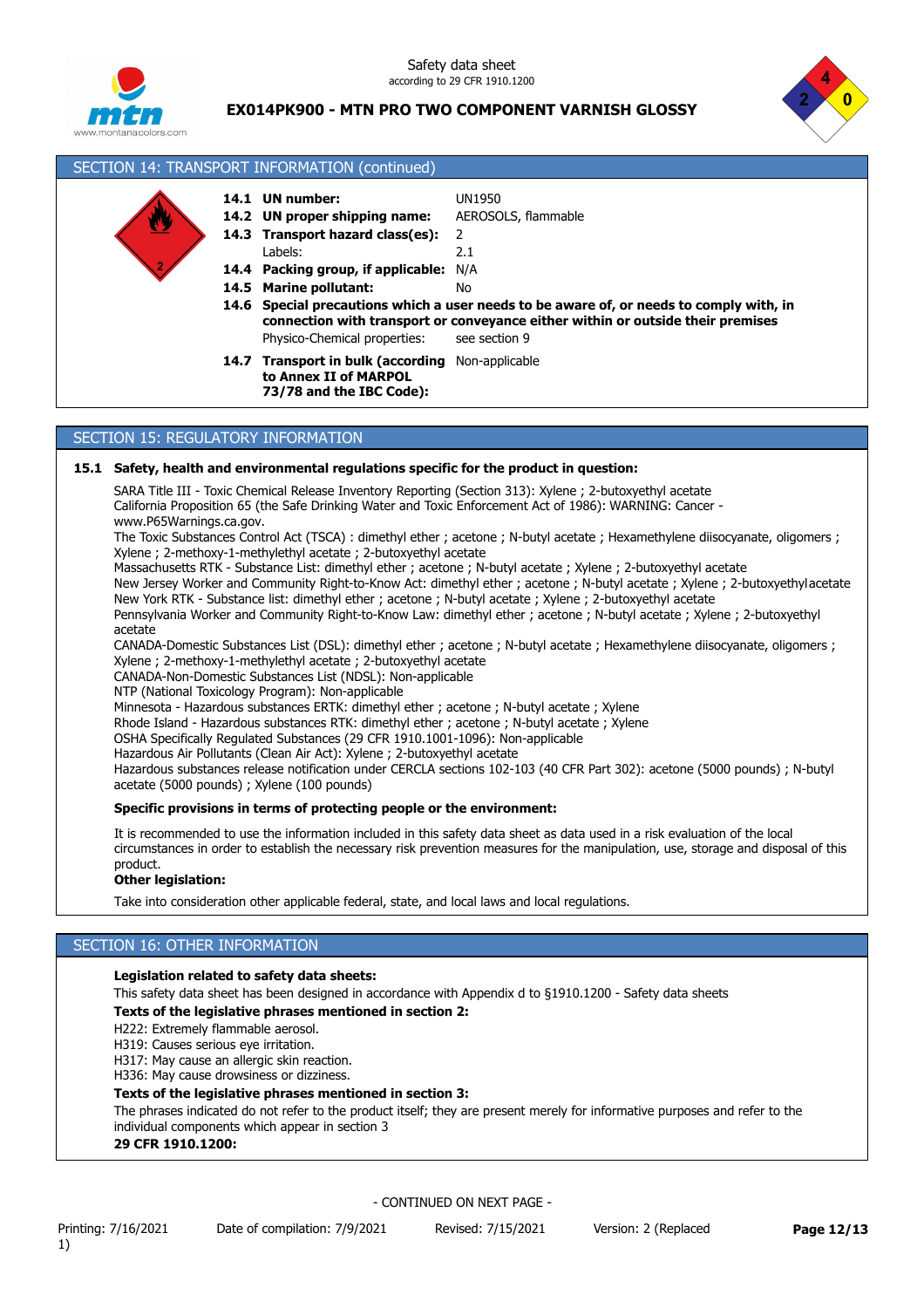## SECTION 14: TRANSPORT INFORMATION (continued)

**14.1 UN number:** UN1950

**14.2 UN proper shipping name:** AEROSOLS, flammable

**14.3 Transport hazard class(es):** 2

Labels: 2.1

**14.4 Packing group, if applicable:** N/A

**14.5 Marine pollutant:** No

**14.6 Special precautions which a user needs to be aware of, or needs to comply with, in connection with transport or conveyance either within or outside their premises**

Physico-Chemical properties: see section 9

**14.7 Transport in bulk (according to Annex II of MARPOL 73/78 and the IBC Code):** Non-applicable

## SECTION 15: REGULATORY INFORMATION

**15.1 Safety, health and environmental regulations specific for the product in question:**

SARA Title III - Toxic Chemical Release Inventory Reporting (Section 313): Xylene ; 2-butoxyethyl acetate

California Proposition 65 (the Safe Drinking Water and Toxic Enforcement Act of 1986): WARNING: Cancer - www.P65Warnings.ca.gov.

The Toxic Substances Control Act (TSCA) : dimethyl ether ; acetone ; N-butyl acetate ; Hexamethylene diisocyanate, oligomers ; Xylene ; 2-methoxy-1-methylethyl acetate ; 2-butoxyethyl acetate

Massachusetts RTK - Substance List: dimethyl ether ; acetone ; N-butyl acetate ; Xylene ; 2-butoxyethyl acetate

New Jersey Worker and Community Right-to-Know Act: dimethyl ether ; acetone ; N-butyl acetate ; Xylene ; 2-butoxyethylacetate

New York RTK - Substance list: dimethyl ether ; acetone ; N-butyl acetate ; Xylene ; 2-butoxyethyl acetate

Pennsylvania Worker and Community Right-to-Know Law: dimethyl ether ; acetone ; N-butyl acetate ; Xylene ; 2-butoxyethyl acetate

CANADA-Domestic Substances List (DSL): dimethyl ether ; acetone ; N-butyl acetate ; Hexamethylene diisocyanate, oligomers ; Xylene ; 2-methoxy-1-methylethyl acetate ; 2-butoxyethyl acetate

CANADA-Non-Domestic Substances List (NDSL): Non-applicable

NTP (National Toxicology Program): Non-applicable

Minnesota - Hazardous substances ERTK: dimethyl ether ; acetone ; N-butyl acetate ; Xylene

Rhode Island - Hazardous substances RTK: dimethyl ether ; acetone ; N-butyl acetate ; Xylene

OSHA Specifically Regulated Substances (29 CFR 1910.1001-1096): Non-applicable

Hazardous Air Pollutants (Clean Air Act): Xylene ; 2-butoxyethyl acetate

Hazardous substances release notification under CERCLA sections 102-103 (40 CFR Part 302): acetone (5000 pounds) ; N-butyl acetate (5000 pounds) ; Xylene (100 pounds)

**Specific provisions in terms of protecting people or the environment:**

It is recommended to use the information included in this safety data sheet as data used in a risk evaluation of the local circumstances in order to establish the necessary risk prevention measures for the manipulation, use, storage and disposal of this product.

**Other legislation:**

Take into consideration other applicable federal, state, and local laws and local regulations.

## SECTION 16: OTHER INFORMATION

**Legislation related to safety data sheets:**

This safety data sheet has been designed in accordance with Appendix d to §1910.1200 - Safety data sheets

**Texts of the legislative phrases mentioned in section 2:**

H222: Extremely flammable aerosol.
H319: Causes serious eye irritation.
H317: May cause an allergic skin reaction.
H336: May cause drowsiness or dizziness.

**Texts of the legislative phrases mentioned in section 3:**

The phrases indicated do not refer to the product itself; they are present merely for informative purposes and refer to the individual components which appear in section 3

**29 CFR 1910.1200:**

- CONTINUED ON NEXT PAGE -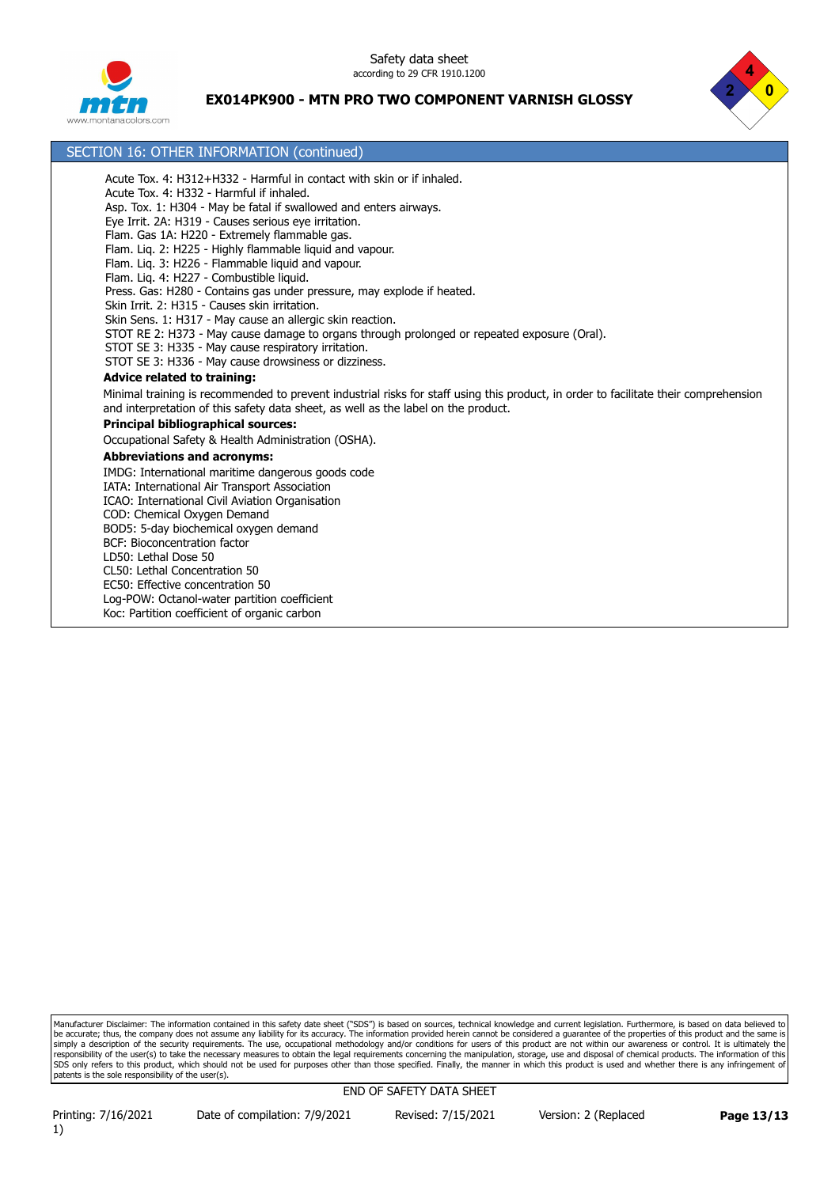## SECTION 16: OTHER INFORMATION (continued)

Acute Tox. 4: H312+H332 - Harmful in contact with skin or if inhaled.
Acute Tox. 4: H332 - Harmful if inhaled.
Asp. Tox. 1: H304 - May be fatal if swallowed and enters airways.
Eye Irrit. 2A: H319 - Causes serious eye irritation.
Flam. Gas 1A: H220 - Extremely flammable gas.
Flam. Liq. 2: H225 - Highly flammable liquid and vapour.
Flam. Liq. 3: H226 - Flammable liquid and vapour.
Flam. Liq. 4: H227 - Combustible liquid.
Press. Gas: H280 - Contains gas under pressure, may explode if heated.
Skin Irrit. 2: H315 - Causes skin irritation.
Skin Sens. 1: H317 - May cause an allergic skin reaction.
STOT RE 2: H373 - May cause damage to organs through prolonged or repeated exposure (Oral).
STOT SE 3: H335 - May cause respiratory irritation.
STOT SE 3: H336 - May cause drowsiness or dizziness.

**Advice related to training:**

Minimal training is recommended to prevent industrial risks for staff using this product, in order to facilitate their comprehension and interpretation of this safety data sheet, as well as the label on the product.

**Principal bibliographical sources:**

Occupational Safety & Health Administration (OSHA).

**Abbreviations and acronyms:**

IMDG: International maritime dangerous goods code
IATA: International Air Transport Association
ICAO: International Civil Aviation Organisation
COD: Chemical Oxygen Demand
BOD5: 5-day biochemical oxygen demand
BCF: Bioconcentration factor
LD50: Lethal Dose 50
CL50: Lethal Concentration 50
EC50: Effective concentration 50
Log-POW: Octanol-water partition coefficient
Koc: Partition coefficient of organic carbon

Manufacturer Disclaimer: The information contained in this safety date sheet ("SDS") is based on sources, technical knowledge and current legislation. Furthermore, is based on data believed to be accurate; thus, the company does not assume any liability for its accuracy. The information provided herein cannot be considered a guarantee of the properties of this product and the same is simply a description of the security requirements. The use, occupational methodology and/or conditions for users of this product are not within our awareness or control. It is ultimately the responsibility of the user(s) to take the necessary measures to obtain the legal requirements concerning the manipulation, storage, use and disposal of chemical products. The information of this SDS only refers to this product, which should not be used for purposes other than those specified. Finally, the manner in which this product is used and whether there is any infringement of patents is the sole responsibility of the user(s).

END OF SAFETY DATA SHEET

Printing: 7/16/2021 Date of compilation: 7/9/2021 Revised: 7/15/2021 Version: 2 (Replaced 1)